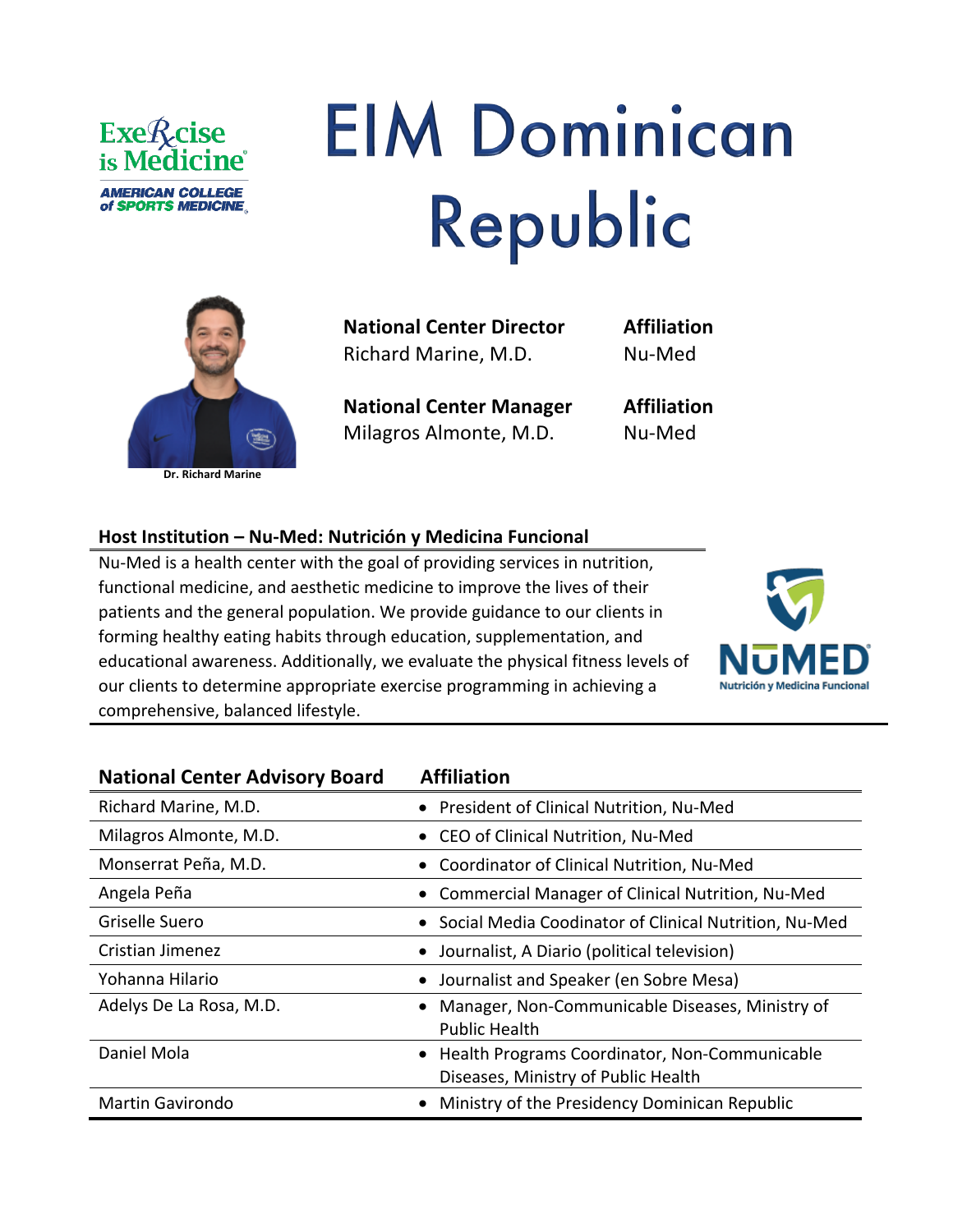Exercise is Medicine
AMERICAN COLLEGE of SPORTS MEDICINE

# EIM Dominican Republic

Dr. Richard Marine

| National Center Director | Affiliation |
|---|---|
| Richard Marine, M.D. | Nu-Med |

| National Center Manager | Affiliation |
|---|---|
| Milagros Almonte, M.D. | Nu-Med |

## Host Institution – Nu-Med: Nutrición y Medicina Funcional

Nu-Med is a health center with the goal of providing services in nutrition, functional medicine, and aesthetic medicine to improve the lives of their patients and the general population. We provide guidance to our clients in forming healthy eating habits through education, supplementation, and educational awareness. Additionally, we evaluate the physical fitness levels of our clients to determine appropriate exercise programming in achieving a comprehensive, balanced lifestyle.

NUMED
Nutrición y Medicina Funcional

| National Center Advisory Board | Affiliation |
|---|---|
| Richard Marine, M.D. | • President of Clinical Nutrition, Nu-Med |
| Milagros Almonte, M.D. | • CEO of Clinical Nutrition, Nu-Med |
| Monserrat Peña, M.D. | • Coordinator of Clinical Nutrition, Nu-Med |
| Angela Peña | • Commercial Manager of Clinical Nutrition, Nu-Med |
| Griselle Suero | • Social Media Coodinator of Clinical Nutrition, Nu-Med |
| Cristian Jimenez | • Journalist, A Diario (political television) |
| Yohanna Hilario | • Journalist and Speaker (en Sobre Mesa) |
| Adelys De La Rosa, M.D. | • Manager, Non-Communicable Diseases, Ministry of Public Health |
| Daniel Mola | • Health Programs Coordinator, Non-Communicable Diseases, Ministry of Public Health |
| Martin Gavirondo | • Ministry of the Presidency Dominican Republic |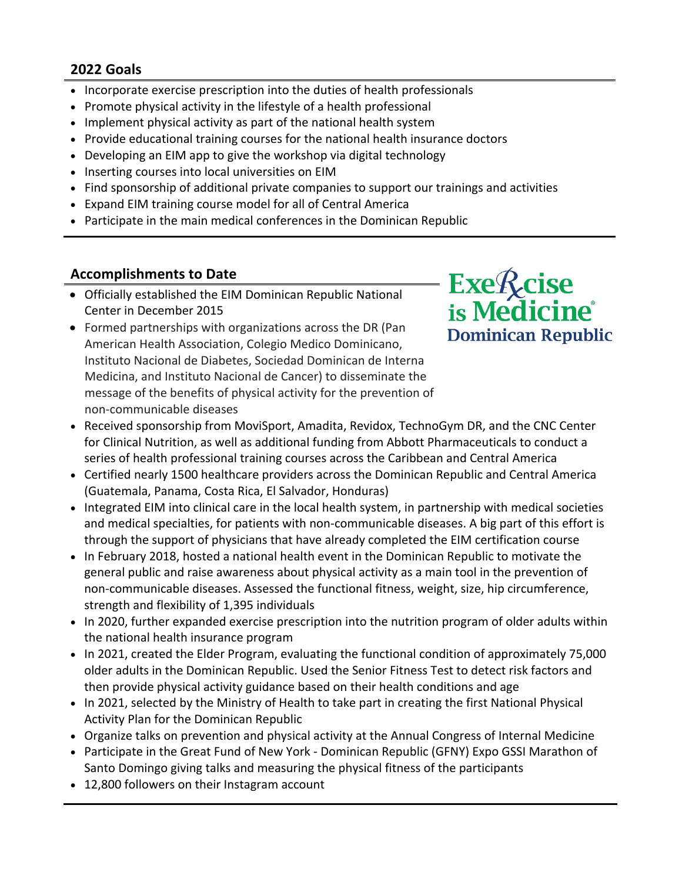## 2022 Goals

- Incorporate exercise prescription into the duties of health professionals
- Promote physical activity in the lifestyle of a health professional
- Implement physical activity as part of the national health system
- Provide educational training courses for the national health insurance doctors
- Developing an EIM app to give the workshop via digital technology
- Inserting courses into local universities on EIM
- Find sponsorship of additional private companies to support our trainings and activities
- Expand EIM training course model for all of Central America
- Participate in the main medical conferences in the Dominican Republic

## Accomplishments to Date

- Officially established the EIM Dominican Republic National Center in December 2015
- Formed partnerships with organizations across the DR (Pan American Health Association, Colegio Medico Dominicano, Instituto Nacional de Diabetes, Sociedad Dominican de Interna Medicina, and Instituto Nacional de Cancer) to disseminate the message of the benefits of physical activity for the prevention of non-communicable diseases
- Received sponsorship from MoviSport, Amadita, Revidox, TechnoGym DR, and the CNC Center for Clinical Nutrition, as well as additional funding from Abbott Pharmaceuticals to conduct a series of health professional training courses across the Caribbean and Central America
- Certified nearly 1500 healthcare providers across the Dominican Republic and Central America (Guatemala, Panama, Costa Rica, El Salvador, Honduras)
- Integrated EIM into clinical care in the local health system, in partnership with medical societies and medical specialties, for patients with non-communicable diseases. A big part of this effort is through the support of physicians that have already completed the EIM certification course
- In February 2018, hosted a national health event in the Dominican Republic to motivate the general public and raise awareness about physical activity as a main tool in the prevention of non-communicable diseases. Assessed the functional fitness, weight, size, hip circumference, strength and flexibility of 1,395 individuals
- In 2020, further expanded exercise prescription into the nutrition program of older adults within the national health insurance program
- In 2021, created the Elder Program, evaluating the functional condition of approximately 75,000 older adults in the Dominican Republic. Used the Senior Fitness Test to detect risk factors and then provide physical activity guidance based on their health conditions and age
- In 2021, selected by the Ministry of Health to take part in creating the first National Physical Activity Plan for the Dominican Republic
- Organize talks on prevention and physical activity at the Annual Congress of Internal Medicine
- Participate in the Great Fund of New York - Dominican Republic (GFNY) Expo GSSI Marathon of Santo Domingo giving talks and measuring the physical fitness of the participants
- 12,800 followers on their Instagram account